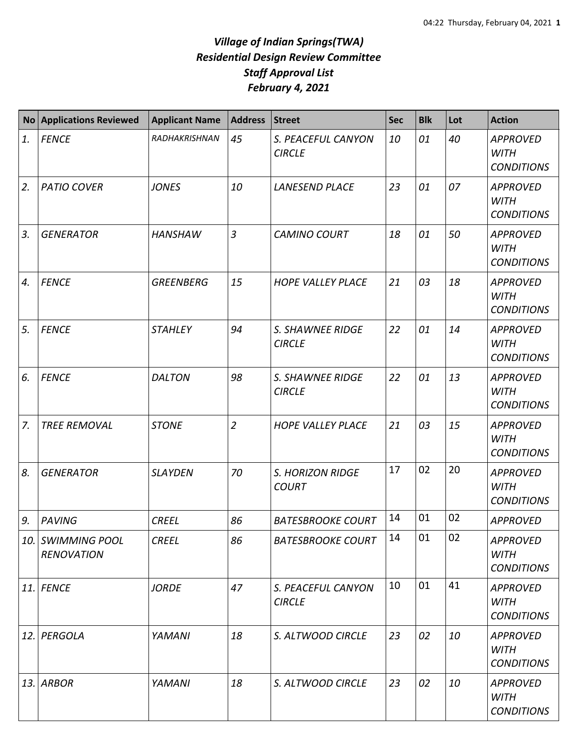# *Village of Indian Springs(TWA)*
# *Residential Design Review Committee*
# *Staff Approval List*
# *February 4, 2021*

| No | Applications Reviewed | Applicant Name | Address | Street | Sec | Blk | Lot | Action |
|---|---|---|---|---|---|---|---|---|
| *1.* | *FENCE* | *RADHAKRISHNAN* | *45* | *S. PEACEFUL CANYON CIRCLE* | *10* | *01* | *40* | *APPROVED WITH CONDITIONS* |
| *2.* | *PATIO COVER* | *JONES* | *10* | *LANESEND PLACE* | *23* | *01* | *07* | *APPROVED WITH CONDITIONS* |
| *3.* | *GENERATOR* | *HANSHAW* | *3* | *CAMINO COURT* | *18* | *01* | *50* | *APPROVED WITH CONDITIONS* |
| *4.* | *FENCE* | *GREENBERG* | *15* | *HOPE VALLEY PLACE* | *21* | *03* | *18* | *APPROVED WITH CONDITIONS* |
| *5.* | *FENCE* | *STAHLEY* | *94* | *S. SHAWNEE RIDGE CIRCLE* | *22* | *01* | *14* | *APPROVED WITH CONDITIONS* |
| *6.* | *FENCE* | *DALTON* | *98* | *S. SHAWNEE RIDGE CIRCLE* | *22* | *01* | *13* | *APPROVED WITH CONDITIONS* |
| *7.* | *TREE REMOVAL* | *STONE* | *2* | *HOPE VALLEY PLACE* | *21* | *03* | *15* | *APPROVED WITH CONDITIONS* |
| *8.* | *GENERATOR* | *SLAYDEN* | *70* | *S. HORIZON RIDGE COURT* | 17 | 02 | 20 | *APPROVED WITH CONDITIONS* |
| *9.* | *PAVING* | *CREEL* | *86* | *BATESBROOKE COURT* | 14 | 01 | 02 | *APPROVED* |
| *10.* | *SWIMMING POOL RENOVATION* | *CREEL* | *86* | *BATESBROOKE COURT* | 14 | 01 | 02 | *APPROVED WITH CONDITIONS* |
| *11.* | *FENCE* | *JORDE* | *47* | *S. PEACEFUL CANYON CIRCLE* | 10 | 01 | 41 | *APPROVED WITH CONDITIONS* |
| *12.* | *PERGOLA* | *YAMANI* | *18* | *S. ALTWOOD CIRCLE* | *23* | *02* | *10* | *APPROVED WITH CONDITIONS* |
| *13.* | *ARBOR* | *YAMANI* | *18* | *S. ALTWOOD CIRCLE* | *23* | *02* | *10* | *APPROVED WITH CONDITIONS* |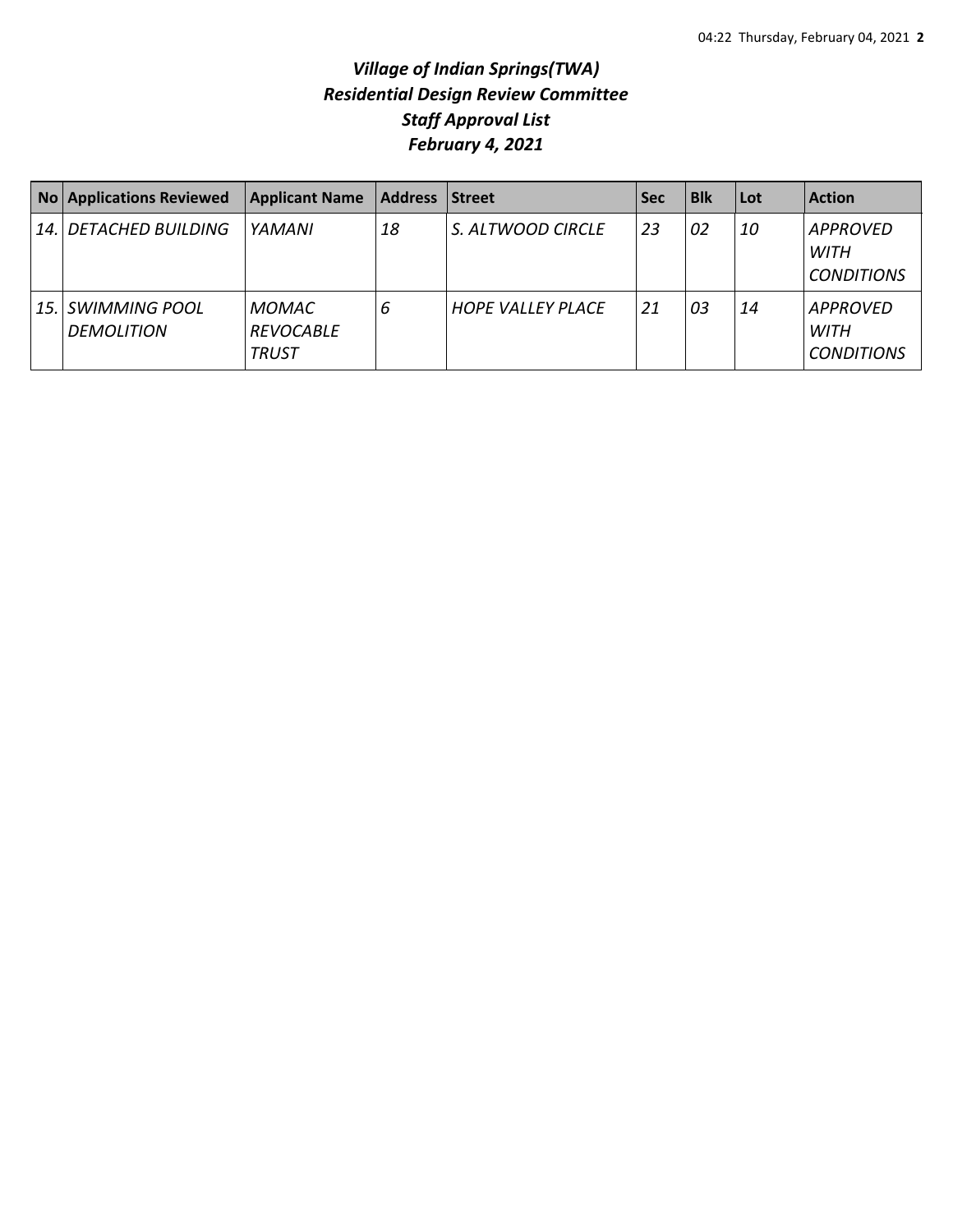# *Village of Indian Springs(TWA)*
# *Residential Design Review Committee*
# *Staff Approval List*
# *February 4, 2021*

| No | Applications Reviewed | Applicant Name | Address | Street | Sec | Blk | Lot | Action |
|---|---|---|---|---|---|---|---|---|
| *14.* | *DETACHED BUILDING* | *YAMANI* | *18* | *S. ALTWOOD CIRCLE* | *23* | *02* | *10* | *APPROVED WITH CONDITIONS* |
| *15.* | *SWIMMING POOL DEMOLITION* | *MOMAC REVOCABLE TRUST* | *6* | *HOPE VALLEY PLACE* | *21* | *03* | *14* | *APPROVED WITH CONDITIONS* |